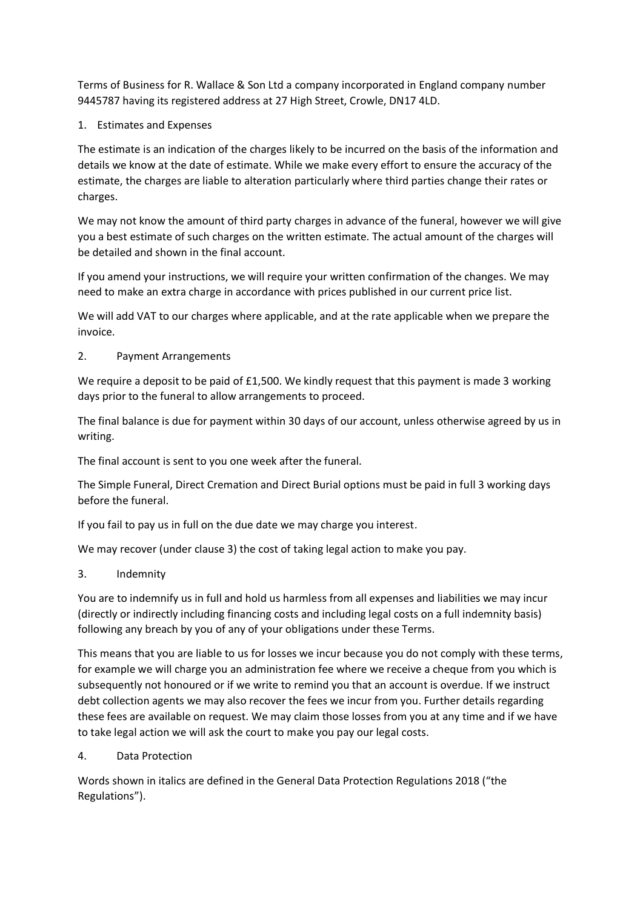Terms of Business for R. Wallace & Son Ltd a company incorporated in England company number 9445787 having its registered address at 27 High Street, Crowle, DN17 4LD.

## 1. Estimates and Expenses

The estimate is an indication of the charges likely to be incurred on the basis of the information and details we know at the date of estimate. While we make every effort to ensure the accuracy of the estimate, the charges are liable to alteration particularly where third parties change their rates or charges.

We may not know the amount of third party charges in advance of the funeral, however we will give you a best estimate of such charges on the written estimate. The actual amount of the charges will be detailed and shown in the final account.

If you amend your instructions, we will require your written confirmation of the changes. We may need to make an extra charge in accordance with prices published in our current price list.

We will add VAT to our charges where applicable, and at the rate applicable when we prepare the invoice.

## 2. Payment Arrangements

We require a deposit to be paid of £1,500. We kindly request that this payment is made 3 working days prior to the funeral to allow arrangements to proceed.

The final balance is due for payment within 30 days of our account, unless otherwise agreed by us in writing.

The final account is sent to you one week after the funeral.

The Simple Funeral, Direct Cremation and Direct Burial options must be paid in full 3 working days before the funeral.

If you fail to pay us in full on the due date we may charge you interest.

We may recover (under clause 3) the cost of taking legal action to make you pay.

## 3. Indemnity

You are to indemnify us in full and hold us harmless from all expenses and liabilities we may incur (directly or indirectly including financing costs and including legal costs on a full indemnity basis) following any breach by you of any of your obligations under these Terms.

This means that you are liable to us for losses we incur because you do not comply with these terms, for example we will charge you an administration fee where we receive a cheque from you which is subsequently not honoured or if we write to remind you that an account is overdue. If we instruct debt collection agents we may also recover the fees we incur from you. Further details regarding these fees are available on request. We may claim those losses from you at any time and if we have to take legal action we will ask the court to make you pay our legal costs.

## 4. Data Protection

Words shown in italics are defined in the General Data Protection Regulations 2018 ("the Regulations").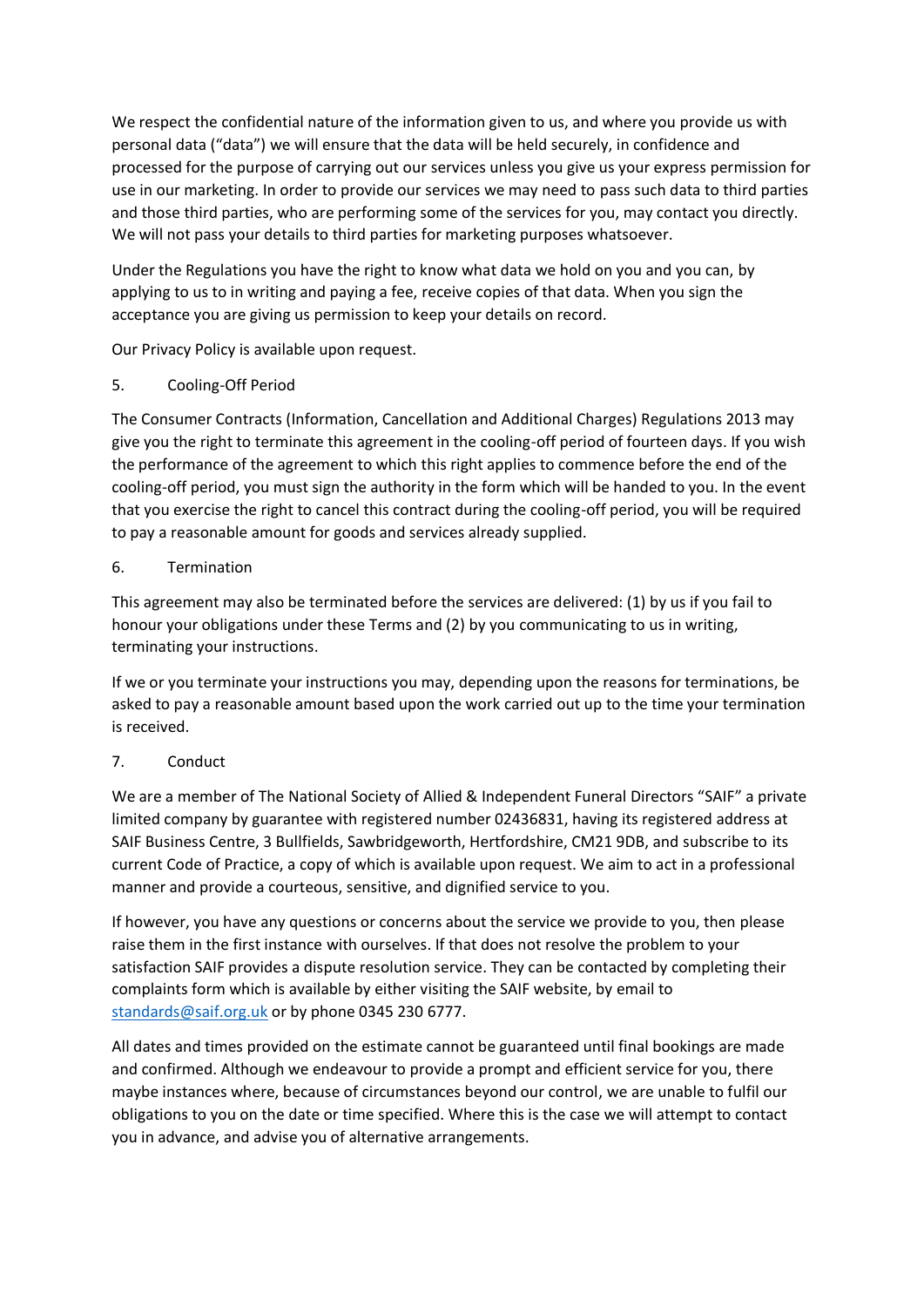We respect the confidential nature of the information given to us, and where you provide us with personal data ("data") we will ensure that the data will be held securely, in confidence and processed for the purpose of carrying out our services unless you give us your express permission for use in our marketing. In order to provide our services we may need to pass such data to third parties and those third parties, who are performing some of the services for you, may contact you directly. We will not pass your details to third parties for marketing purposes whatsoever.

Under the Regulations you have the right to know what data we hold on you and you can, by applying to us to in writing and paying a fee, receive copies of that data. When you sign the acceptance you are giving us permission to keep your details on record.

Our Privacy Policy is available upon request.

## 5. Cooling-Off Period

The Consumer Contracts (Information, Cancellation and Additional Charges) Regulations 2013 may give you the right to terminate this agreement in the cooling-off period of fourteen days. If you wish the performance of the agreement to which this right applies to commence before the end of the cooling-off period, you must sign the authority in the form which will be handed to you. In the event that you exercise the right to cancel this contract during the cooling-off period, you will be required to pay a reasonable amount for goods and services already supplied.

## 6. Termination

This agreement may also be terminated before the services are delivered: (1) by us if you fail to honour your obligations under these Terms and (2) by you communicating to us in writing, terminating your instructions.

If we or you terminate your instructions you may, depending upon the reasons for terminations, be asked to pay a reasonable amount based upon the work carried out up to the time your termination is received.

## 7. Conduct

We are a member of The National Society of Allied & Independent Funeral Directors "SAIF" a private limited company by guarantee with registered number 02436831, having its registered address at SAIF Business Centre, 3 Bullfields, Sawbridgeworth, Hertfordshire, CM21 9DB, and subscribe to its current Code of Practice, a copy of which is available upon request. We aim to act in a professional manner and provide a courteous, sensitive, and dignified service to you.

If however, you have any questions or concerns about the service we provide to you, then please raise them in the first instance with ourselves. If that does not resolve the problem to your satisfaction SAIF provides a dispute resolution service. They can be contacted by completing their complaints form which is available by either visiting the SAIF website, by email to standards@saif.org.uk or by phone 0345 230 6777.

All dates and times provided on the estimate cannot be guaranteed until final bookings are made and confirmed. Although we endeavour to provide a prompt and efficient service for you, there maybe instances where, because of circumstances beyond our control, we are unable to fulfil our obligations to you on the date or time specified. Where this is the case we will attempt to contact you in advance, and advise you of alternative arrangements.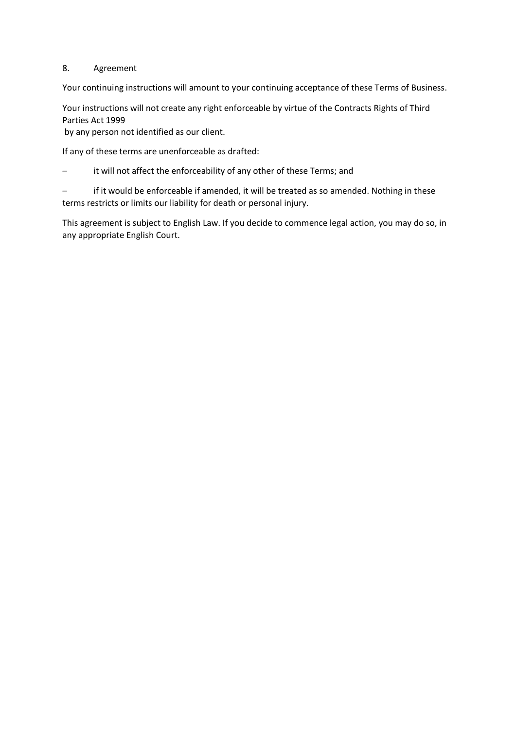## 8. Agreement

Your continuing instructions will amount to your continuing acceptance of these Terms of Business.

Your instructions will not create any right enforceable by virtue of the Contracts Rights of Third Parties Act 1999 by any person not identified as our client.

If any of these terms are unenforceable as drafted:

– it will not affect the enforceability of any other of these Terms; and

– if it would be enforceable if amended, it will be treated as so amended. Nothing in these terms restricts or limits our liability for death or personal injury.

This agreement is subject to English Law. If you decide to commence legal action, you may do so, in any appropriate English Court.